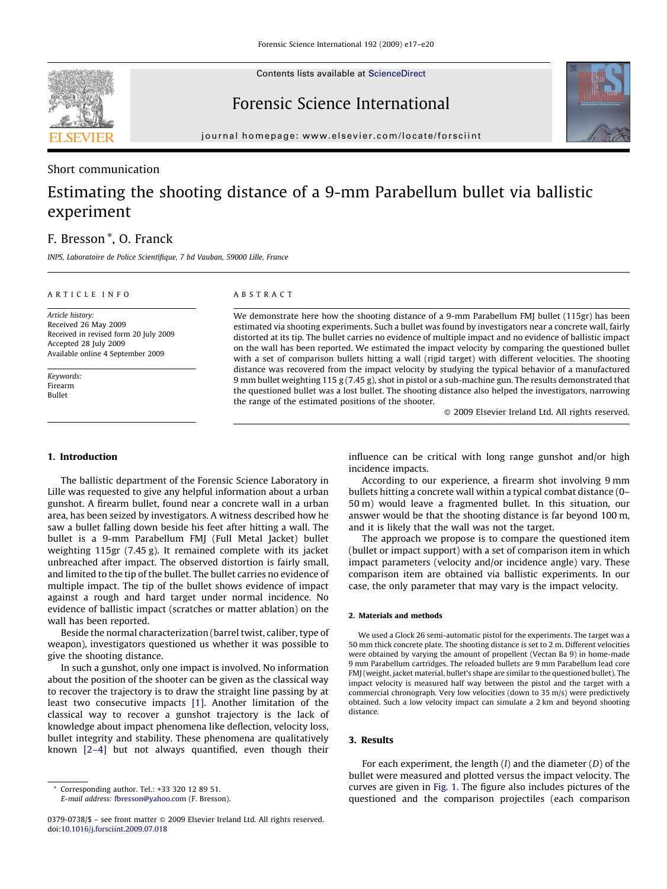Short communication

# Estimating the shooting distance of a 9-mm Parabellum bullet via ballistic experiment

F. Bresson *, O. Franck

INPS, Laboratoire de Police Scientifique, 7 bd Vauban, 59000 Lille, France

ARTICLE INFO

*Article history:*
Received 26 May 2009
Received in revised form 20 July 2009
Accepted 28 July 2009
Available online 4 September 2009

*Keywords:*
Firearm
Bullet

ABSTRACT

We demonstrate here how the shooting distance of a 9-mm Parabellum FMJ bullet (115gr) has been estimated via shooting experiments. Such a bullet was found by investigators near a concrete wall, fairly distorted at its tip. The bullet carries no evidence of multiple impact and no evidence of ballistic impact on the wall has been reported. We estimated the impact velocity by comparing the questioned bullet with a set of comparison bullets hitting a wall (rigid target) with different velocities. The shooting distance was recovered from the impact velocity by studying the typical behavior of a manufactured 9 mm bullet weighting 115 g (7.45 g), shot in pistol or a sub-machine gun. The results demonstrated that the questioned bullet was a lost bullet. The shooting distance also helped the investigators, narrowing the range of the estimated positions of the shooter.

© 2009 Elsevier Ireland Ltd. All rights reserved.

## 1. Introduction

The ballistic department of the Forensic Science Laboratory in Lille was requested to give any helpful information about a urban gunshot. A firearm bullet, found near a concrete wall in a urban area, has been seized by investigators. A witness described how he saw a bullet falling down beside his feet after hitting a wall. The bullet is a 9-mm Parabellum FMJ (Full Metal Jacket) bullet weighting 115gr (7.45 g). It remained complete with its jacket unbreached after impact. The observed distortion is fairly small, and limited to the tip of the bullet. The bullet carries no evidence of multiple impact. The tip of the bullet shows evidence of impact against a rough and hard target under normal incidence. No evidence of ballistic impact (scratches or matter ablation) on the wall has been reported.

Beside the normal characterization (barrel twist, caliber, type of weapon), investigators questioned us whether it was possible to give the shooting distance.

In such a gunshot, only one impact is involved. No information about the position of the shooter can be given as the classical way to recover the trajectory is to draw the straight line passing by at least two consecutive impacts [1]. Another limitation of the classical way to recover a gunshot trajectory is the lack of knowledge about impact phenomena like deflection, velocity loss, bullet integrity and stability. These phenomena are qualitatively known [2–4] but not always quantified, even though their influence can be critical with long range gunshot and/or high incidence impacts.

According to our experience, a firearm shot involving 9 mm bullets hitting a concrete wall within a typical combat distance (0–50 m) would leave a fragmented bullet. In this situation, our answer would be that the shooting distance is far beyond 100 m, and it is likely that the wall was not the target.

The approach we propose is to compare the questioned item (bullet or impact support) with a set of comparison item in which impact parameters (velocity and/or incidence angle) vary. These comparison item are obtained via ballistic experiments. In our case, the only parameter that may vary is the impact velocity.

### 2. Materials and methods

We used a Glock 26 semi-automatic pistol for the experiments. The target was a 50 mm thick concrete plate. The shooting distance is set to 2 m. Different velocities were obtained by varying the amount of propellent (Vectan Ba 9) in home-made 9 mm Parabellum cartridges. The reloaded bullets are 9 mm Parabellum lead core FMJ (weight, jacket material, bullet's shape are similar to the questioned bullet). The impact velocity is measured half way between the pistol and the target with a commercial chronograph. Very low velocities (down to 35 m/s) were predictively obtained. Such a low velocity impact can simulate a 2 km and beyond shooting distance.

## 3. Results

For each experiment, the length ($l$) and the diameter ($D$) of the bullet were measured and plotted versus the impact velocity. The curves are given in Fig. 1. The figure also includes pictures of the questioned and the comparison projectiles (each comparison

* Corresponding author. Tel.: +33 320 12 89 51.
*E-mail address:* fbresson@yahoo.com (F. Bresson).

0379-0738/$ – see front matter © 2009 Elsevier Ireland Ltd. All rights reserved.
doi:10.1016/j.forsciint.2009.07.018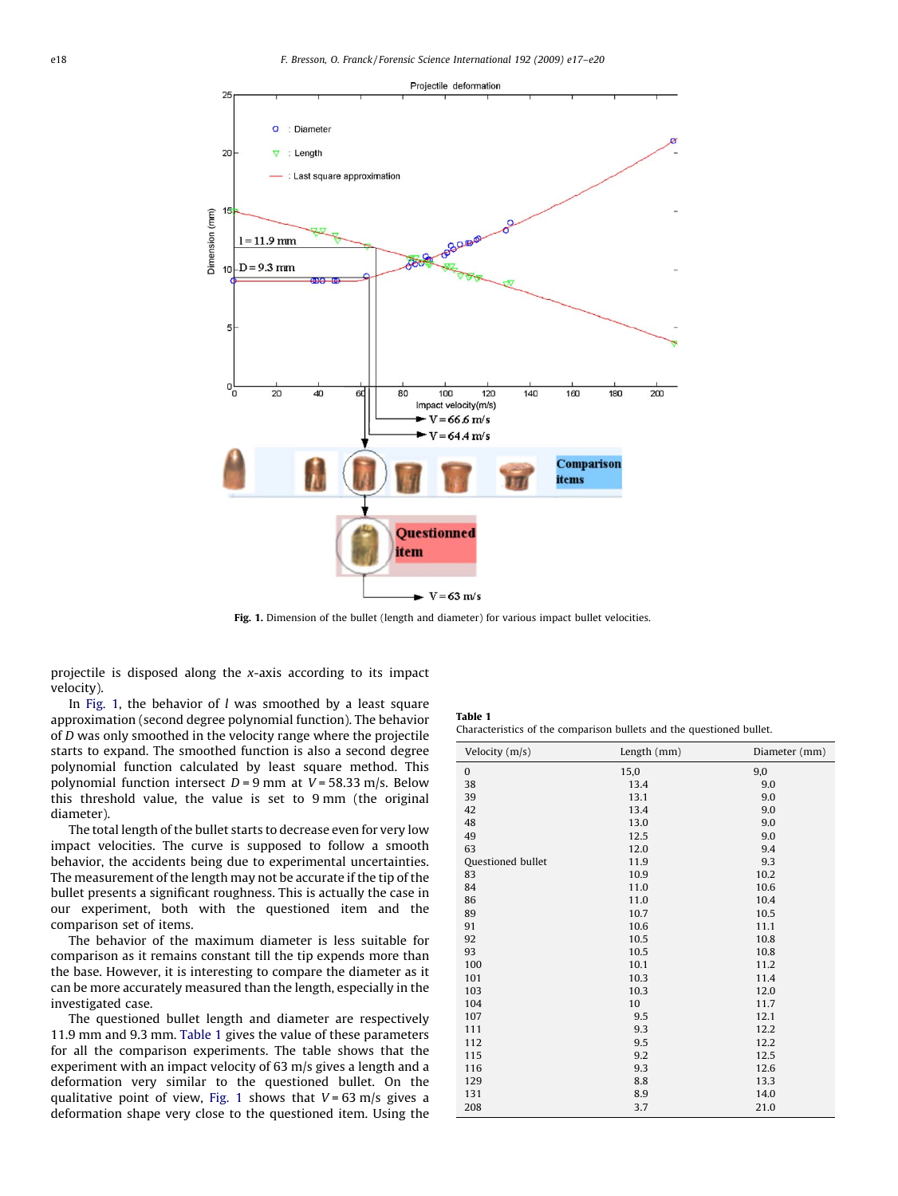Fig. 1. Dimension of the bullet (length and diameter) for various impact bullet velocities.

projectile is disposed along the $x$-axis according to its impact velocity).

In Fig. 1, the behavior of $l$ was smoothed by a least square approximation (second degree polynomial function). The behavior of $D$ was only smoothed in the velocity range where the projectile starts to expand. The smoothed function is also a second degree polynomial function calculated by least square method. This polynomial function intersect $D = 9$ mm at $V = 58.33$ m/s. Below this threshold value, the value is set to 9 mm (the original diameter).

The total length of the bullet starts to decrease even for very low impact velocities. The curve is supposed to follow a smooth behavior, the accidents being due to experimental uncertainties. The measurement of the length may not be accurate if the tip of the bullet presents a significant roughness. This is actually the case in our experiment, both with the questioned item and the comparison set of items.

The behavior of the maximum diameter is less suitable for comparison as it remains constant till the tip expends more than the base. However, it is interesting to compare the diameter as it can be more accurately measured than the length, especially in the investigated case.

The questioned bullet length and diameter are respectively 11.9 mm and 9.3 mm. Table 1 gives the value of these parameters for all the comparison experiments. The table shows that the experiment with an impact velocity of 63 m/s gives a length and a deformation very similar to the questioned bullet. On the qualitative point of view, Fig. 1 shows that $V = 63$ m/s gives a deformation shape very close to the questioned item. Using the

**Table 1**
Characteristics of the comparison bullets and the questioned bullet.

| Velocity (m/s) | Length (mm) | Diameter (mm) |
|---|---|---|
| 0 | 15,0 | 9,0 |
| 38 | 13.4 | 9.0 |
| 39 | 13.1 | 9.0 |
| 42 | 13.4 | 9.0 |
| 48 | 13.0 | 9.0 |
| 49 | 12.5 | 9.0 |
| 63 | 12.0 | 9.4 |
| Questioned bullet | 11.9 | 9.3 |
| 83 | 10.9 | 10.2 |
| 84 | 11.0 | 10.6 |
| 86 | 11.0 | 10.4 |
| 89 | 10.7 | 10.5 |
| 91 | 10.6 | 11.1 |
| 92 | 10.5 | 10.8 |
| 93 | 10.5 | 10.8 |
| 100 | 10.1 | 11.2 |
| 101 | 10.3 | 11.4 |
| 103 | 10.3 | 12.0 |
| 104 | 10 | 11.7 |
| 107 | 9.5 | 12.1 |
| 111 | 9.3 | 12.2 |
| 112 | 9.5 | 12.2 |
| 115 | 9.2 | 12.5 |
| 116 | 9.3 | 12.6 |
| 129 | 8.8 | 13.3 |
| 131 | 8.9 | 14.0 |
| 208 | 3.7 | 21.0 |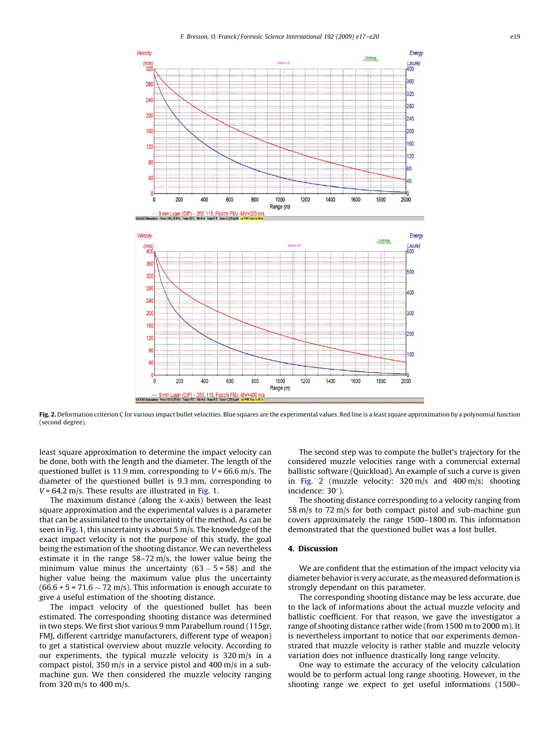Fig. 2. Deformation criterion C for various impact bullet velocities. Blue squares are the experimental values. Red line is a least square approximation by a polynomial function (second degree).

least square approximation to determine the impact velocity can be done, both with the length and the diameter. The length of the questioned bullet is 11.9 mm, corresponding to $V$ = 66.6 m/s. The diameter of the questioned bullet is 9.3 mm, corresponding to $V$ = 64.2 m/s. These results are illustrated in Fig. 1.

The maximum distance (along the $x$-axis) between the least square approximation and the experimental values is a parameter that can be assimilated to the uncertainty of the method. As can be seen in Fig. 1, this uncertainty is about 5 m/s. The knowledge of the exact impact velocity is not the purpose of this study, the goal being the estimation of the shooting distance. We can nevertheless estimate it in the range 58–72 m/s, the lower value being the minimum value minus the uncertainty (63 − 5 = 58) and the higher value being the maximum value plus the uncertainty (66.6 + 5 = 71.6 ~ 72 m/s). This information is enough accurate to give a useful estimation of the shooting distance.

The impact velocity of the questioned bullet has been estimated. The corresponding shooting distance was determined in two steps. We first shot various 9 mm Parabellum round (115gr, FMJ, different cartridge manufacturers, different type of weapon) to get a statistical overview about muzzle velocity. According to our experiments, the typical muzzle velocity is 320 m/s in a compact pistol, 350 m/s in a service pistol and 400 m/s in a sub-machine gun. We then considered the muzzle velocity ranging from 320 m/s to 400 m/s.

The second step was to compute the bullet's trajectory for the considered muzzle velocities range with a commercial external ballistic software (Quickload). An example of such a curve is given in Fig. 2 (muzzle velocity: 320 m/s and 400 m/s; shooting incidence: 30°).

The shooting distance corresponding to a velocity ranging from 58 m/s to 72 m/s for both compact pistol and sub-machine gun covers approximately the range 1500–1800 m. This information demonstrated that the questioned bullet was a lost bullet.

## 4. Discussion

We are confident that the estimation of the impact velocity via diameter behavior is very accurate, as the measured deformation is strongly dependant on this parameter.

The corresponding shooting distance may be less accurate, due to the lack of informations about the actual muzzle velocity and ballistic coefficient. For that reason, we gave the investigator a range of shooting distance rather wide (from 1500 m to 2000 m). It is nevertheless important to notice that our experiments demonstrated that muzzle velocity is rather stable and muzzle velocity variation does not influence drastically long range velocity.

One way to estimate the accuracy of the velocity calculation would be to perform actual long range shooting. However, in the shooting range we expect to get useful informations (1500–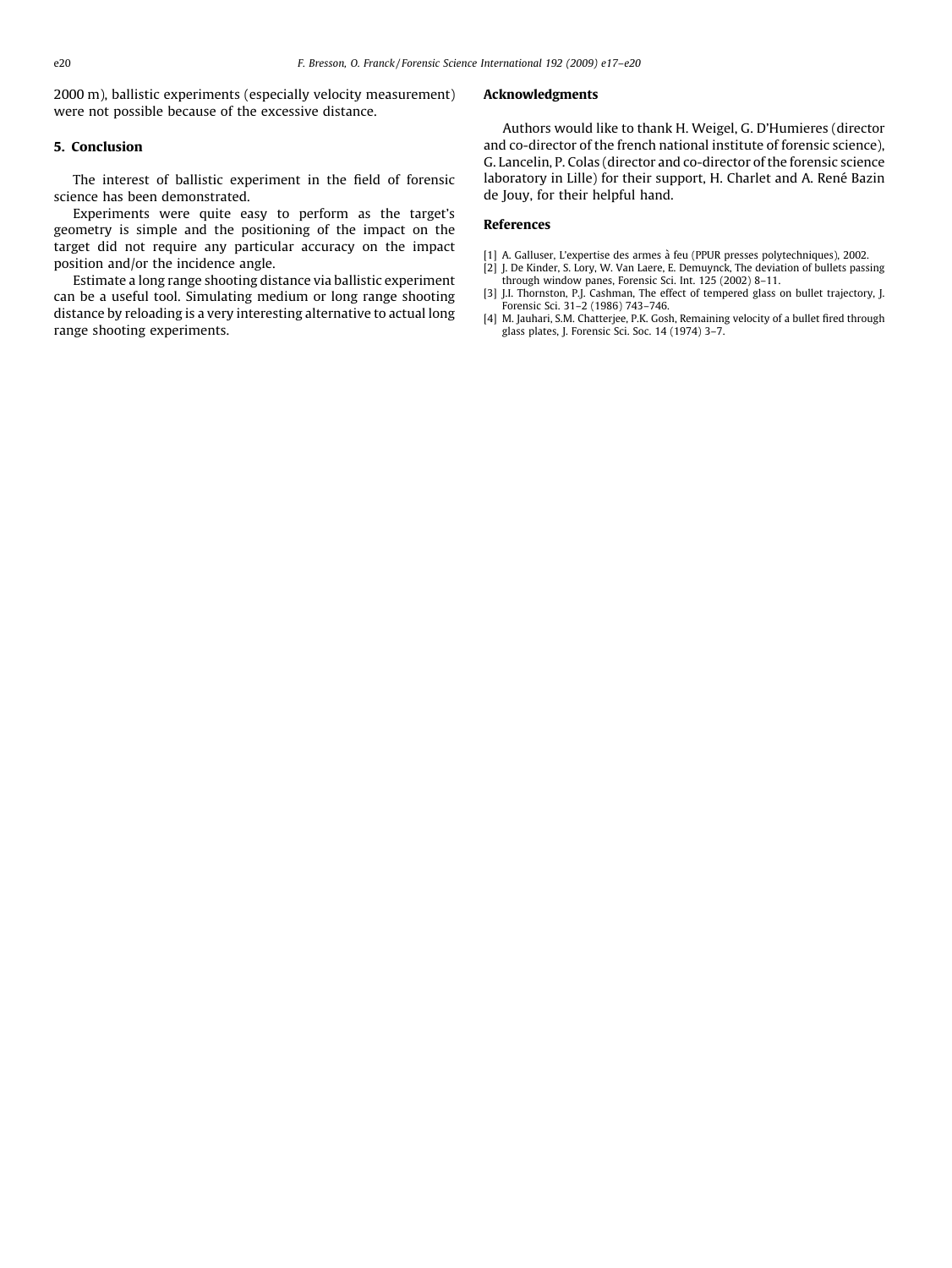2000 m), ballistic experiments (especially velocity measurement) were not possible because of the excessive distance.

## 5. Conclusion

The interest of ballistic experiment in the field of forensic science has been demonstrated.

Experiments were quite easy to perform as the target's geometry is simple and the positioning of the impact on the target did not require any particular accuracy on the impact position and/or the incidence angle.

Estimate a long range shooting distance via ballistic experiment can be a useful tool. Simulating medium or long range shooting distance by reloading is a very interesting alternative to actual long range shooting experiments.

## Acknowledgments

Authors would like to thank H. Weigel, G. D'Humieres (director and co-director of the french national institute of forensic science), G. Lancelin, P. Colas (director and co-director of the forensic science laboratory in Lille) for their support, H. Charlet and A. René Bazin de Jouy, for their helpful hand.

## References

[1] A. Galluser, L'expertise des armes à feu (PPUR presses polytechniques), 2002.

[2] J. De Kinder, S. Lory, W. Van Laere, E. Demuynck, The deviation of bullets passing through window panes, Forensic Sci. Int. 125 (2002) 8–11.

[3] J.I. Thornston, P.J. Cashman, The effect of tempered glass on bullet trajectory, J. Forensic Sci. 31–2 (1986) 743–746.

[4] M. Jauhari, S.M. Chatterjee, P.K. Gosh, Remaining velocity of a bullet fired through glass plates, J. Forensic Sci. Soc. 14 (1974) 3–7.